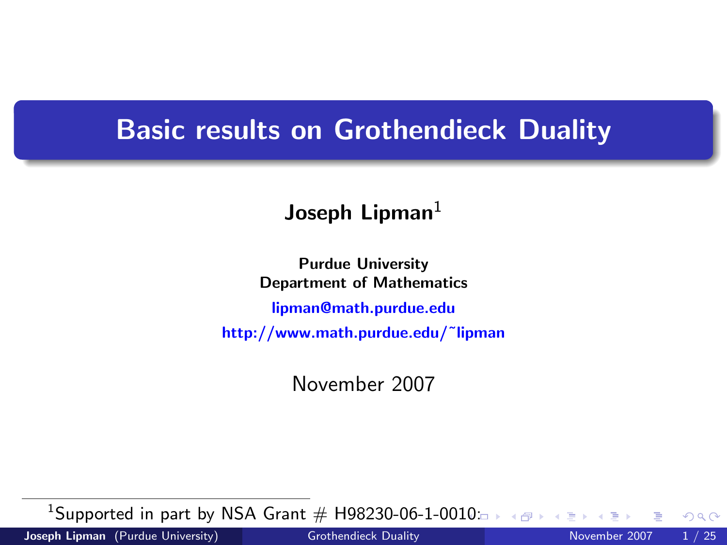# Basic results on Grothendieck Duality

**Joseph Lipman**[1]

**Purdue University**
**Department of Mathematics**

**lipman@math.purdue.edu**

**http://www.math.purdue.edu/~lipman**

November 2007

[1] Supported in part by NSA Grant # H98230-06-1-0010.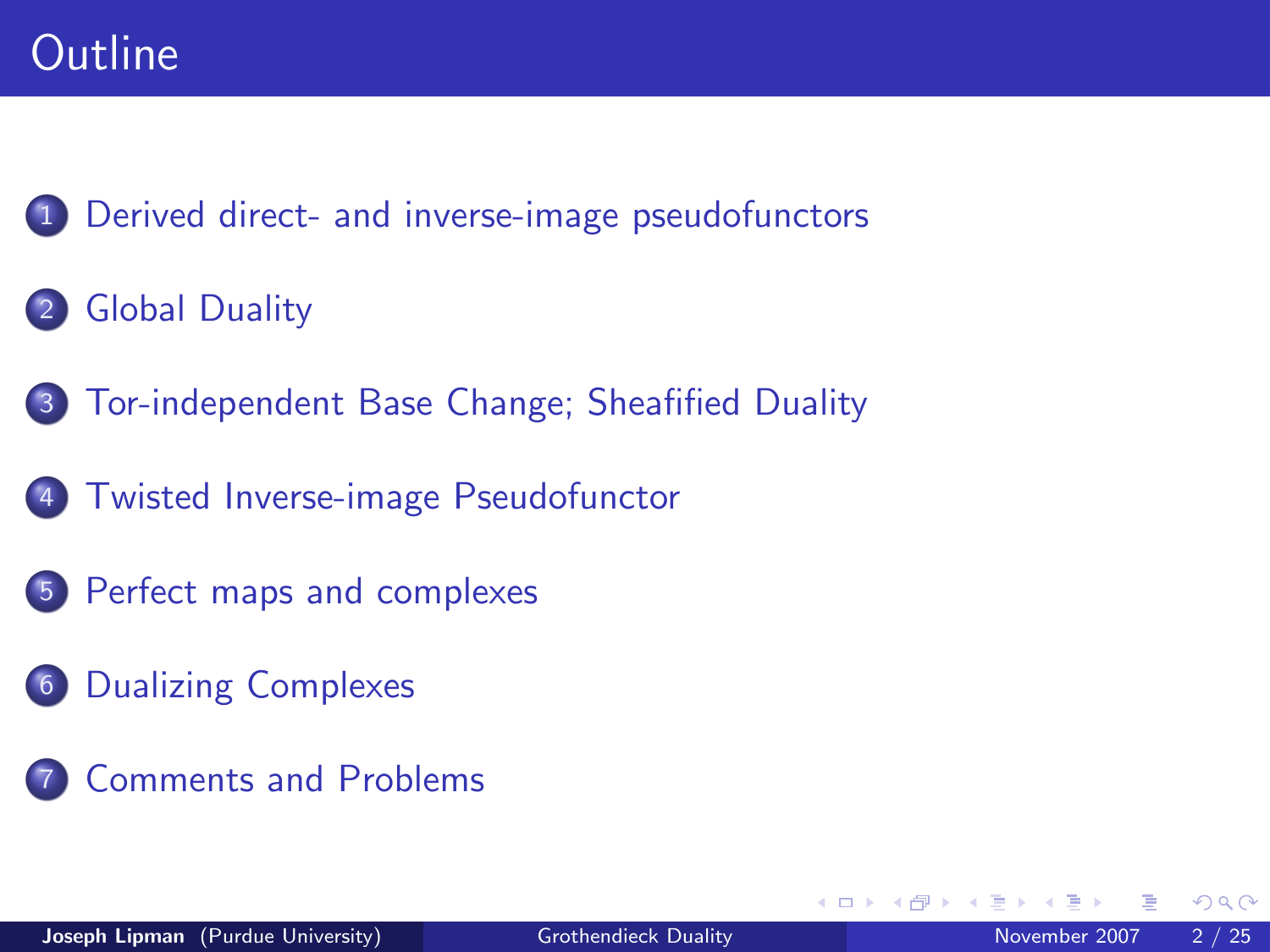# Outline

1. Derived direct- and inverse-image pseudofunctors
2. Global Duality
3. Tor-independent Base Change; Sheafified Duality
4. Twisted Inverse-image Pseudofunctor
5. Perfect maps and complexes
6. Dualizing Complexes
7. Comments and Problems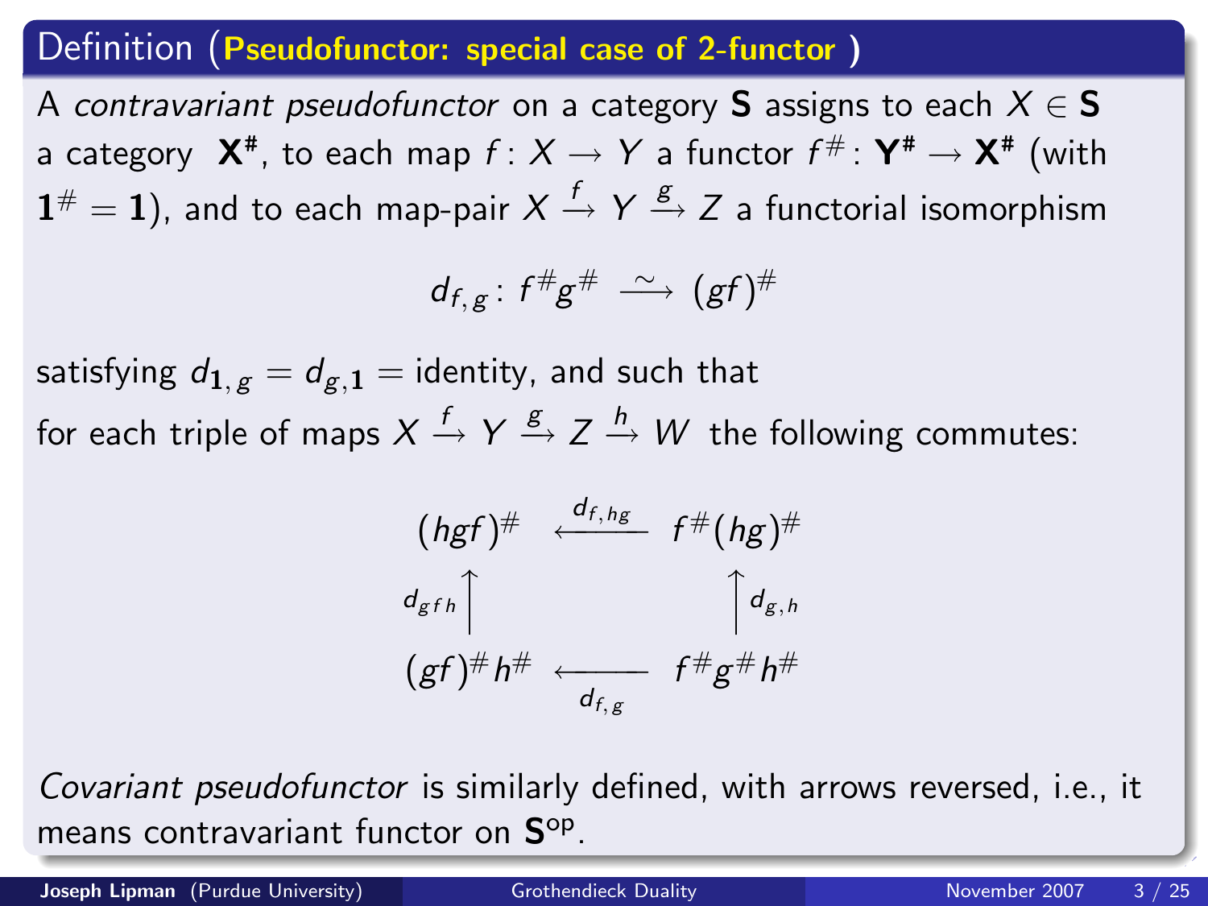## Definition (Pseudofunctor: special case of 2-functor)

A *contravariant pseudofunctor* on a category $\mathbf{S}$ assigns to each $X \in \mathbf{S}$ a category $\mathbf{X}^{\#}$, to each map $f\colon X \to Y$ a functor $f^{\#}\colon \mathbf{Y}^{\#} \to \mathbf{X}^{\#}$ (with $\mathbf{1}^{\#} = \mathbf{1}$), and to each map-pair $X \xrightarrow{f} Y \xrightarrow{g} Z$ a functorial isomorphism

$$d_{f,g}\colon f^{\#}g^{\#} \xrightarrow{\ \sim\ } (gf)^{\#}$$

satisfying $d_{\mathbf{1},g} = d_{g,\mathbf{1}} =$ identity, and such that for each triple of maps $X \xrightarrow{f} Y \xrightarrow{g} Z \xrightarrow{h} W$ the following commutes:

$$\begin{array}{ccc}
(hgf)^{\#} & \xleftarrow{\ d_{f,hg}\ } & f^{\#}(hg)^{\#} \\
{\scriptstyle d_{gf\,h}}\big\uparrow & & \big\uparrow{\scriptstyle d_{g,h}} \\
(gf)^{\#}h^{\#} & \xleftarrow[\ d_{f,g}\ ]{} & f^{\#}g^{\#}h^{\#}
\end{array}$$

*Covariant pseudofunctor* is similarly defined, with arrows reversed, i.e., it means contravariant functor on $\mathbf{S}^{\mathrm{op}}$.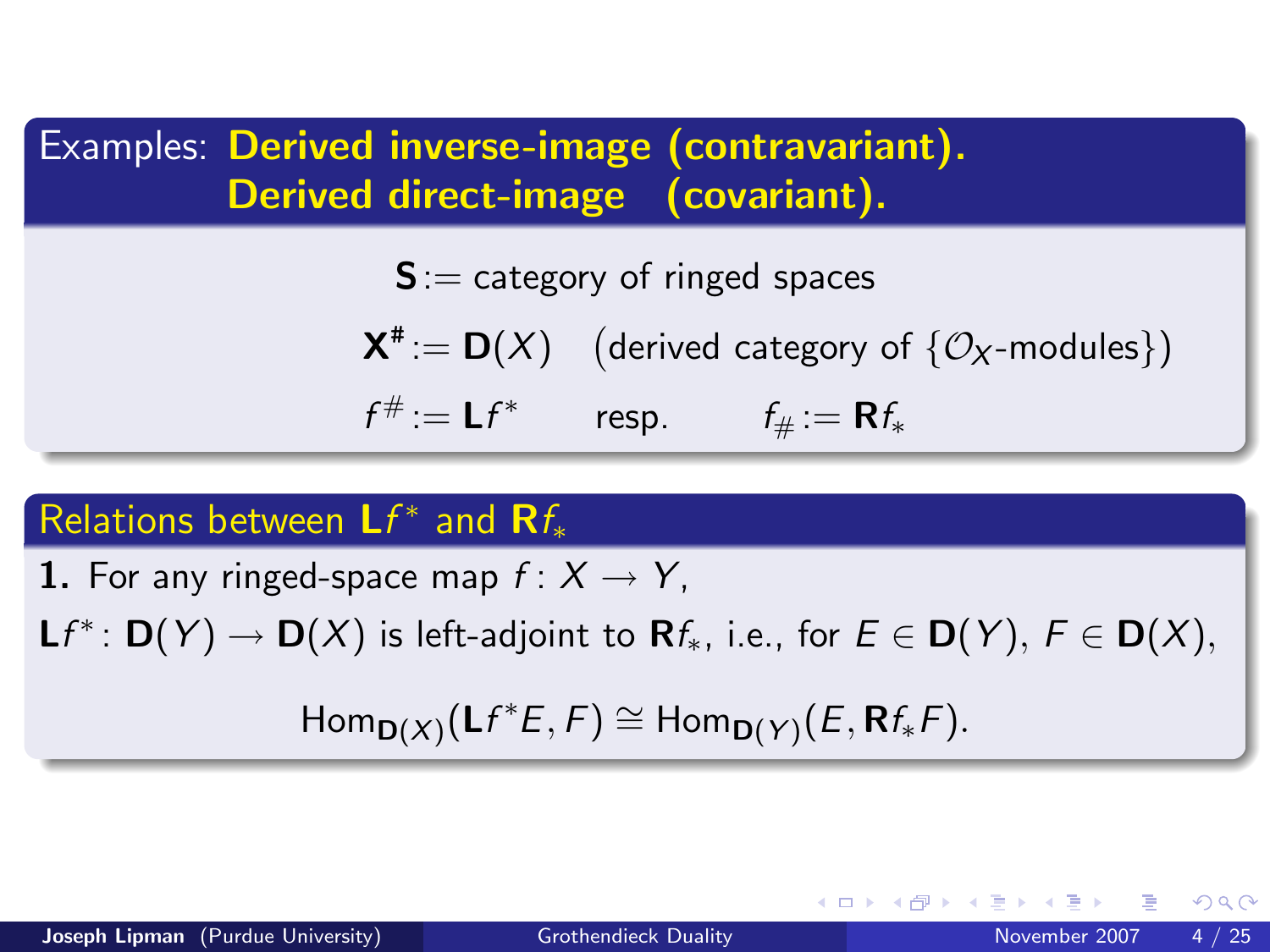## Examples: **Derived inverse-image (contravariant). Derived direct-image (covariant).**

$\mathbf{S}$ := category of ringed spaces

$\mathbf{X}^{\#} := \mathbf{D}(X)$ (derived category of $\{\mathcal{O}_X\text{-modules}\}$)

$f^{\#} := \mathbf{L}f^*$ resp. $f_{\#} := \mathbf{R}f_*$

## Relations between $\mathbf{L}f^*$ and $\mathbf{R}f_*$

**1.** For any ringed-space map $f\colon X \to Y$,

$\mathbf{L}f^*\colon \mathbf{D}(Y) \to \mathbf{D}(X)$ is left-adjoint to $\mathbf{R}f_*$, i.e., for $E \in \mathbf{D}(Y)$, $F \in \mathbf{D}(X)$,

$$\mathrm{Hom}_{\mathbf{D}(X)}(\mathbf{L}f^*E, F) \cong \mathrm{Hom}_{\mathbf{D}(Y)}(E, \mathbf{R}f_*F).$$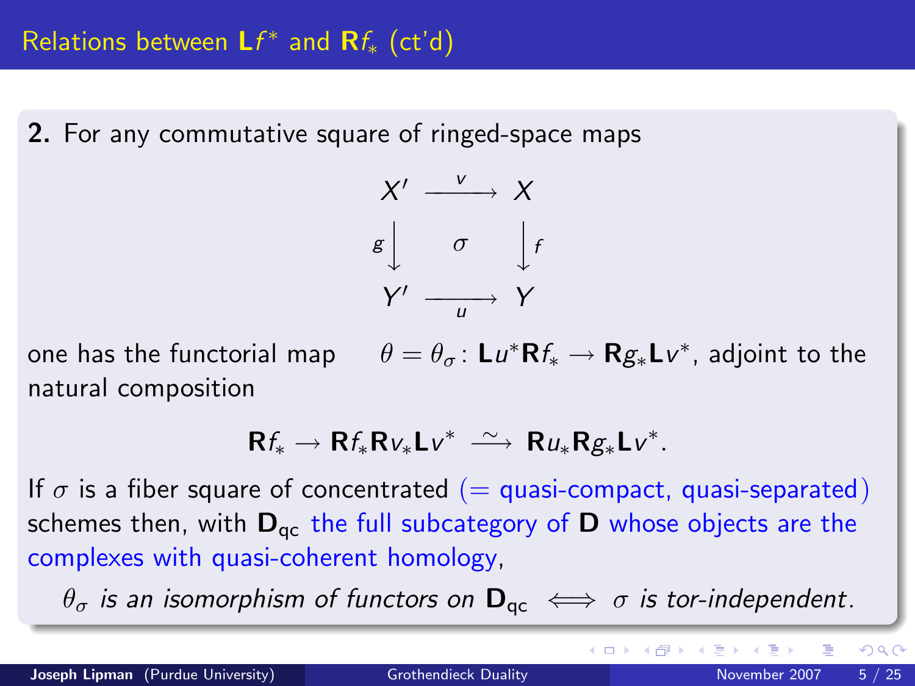## Relations between $\mathbf{L}f^*$ and $\mathbf{R}f_*$ (ct'd)

**2.** For any commutative square of ringed-space maps

$$\begin{array}{ccc} X' & \xrightarrow{\ v\ } & X \\ {\scriptstyle g}\big\downarrow & \sigma & \big\downarrow{\scriptstyle f} \\ Y' & \xrightarrow[\ u\ ]{} & Y \end{array}$$

one has the functorial map $\theta = \theta_\sigma \colon \mathbf{L}u^*\mathbf{R}f_* \to \mathbf{R}g_*\mathbf{L}v^*$, adjoint to the natural composition

$$\mathbf{R}f_* \to \mathbf{R}f_*\mathbf{R}v_*\mathbf{L}v^* \xrightarrow{\ \sim\ } \mathbf{R}u_*\mathbf{R}g_*\mathbf{L}v^*.$$

If $\sigma$ is a fiber square of concentrated (= quasi-compact, quasi-separated) schemes then, with $\mathbf{D}_{\mathrm{qc}}$ the full subcategory of $\mathbf{D}$ whose objects are the complexes with quasi-coherent homology,

$$\textit{$\theta_\sigma$ is an isomorphism of functors on } \mathbf{D}_{\mathrm{qc}} \iff \textit{$\sigma$ is tor-independent}.$$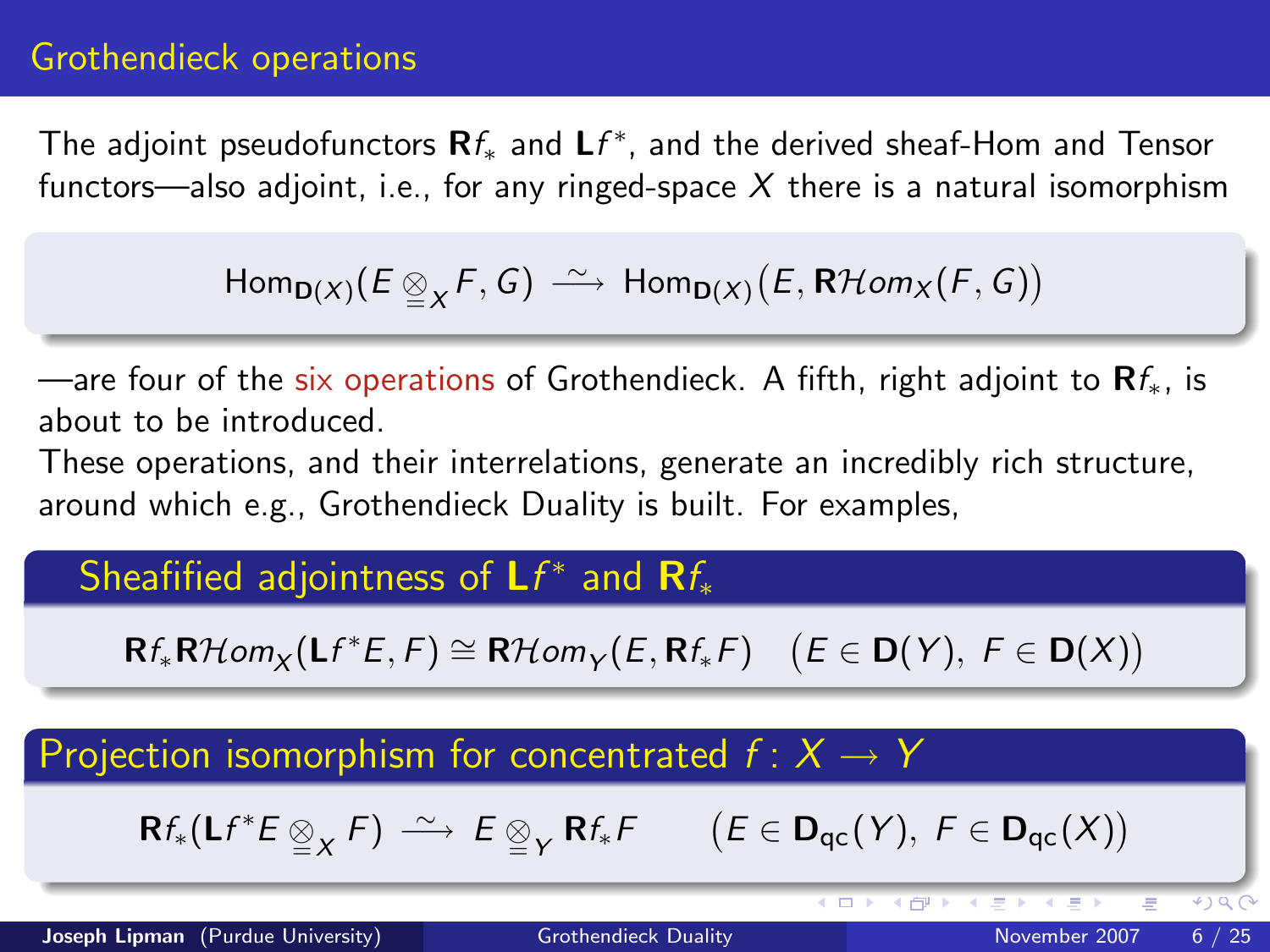## Grothendieck operations

The adjoint pseudofunctors $\mathbf{R}f_*$ and $\mathbf{L}f^*$, and the derived sheaf-Hom and Tensor functors—also adjoint, i.e., for any ringed-space $X$ there is a natural isomorphism

$$\mathrm{Hom}_{\mathbf{D}(X)}(E \underset{=}{\otimes}_X F, G) \xrightarrow{\sim} \mathrm{Hom}_{\mathbf{D}(X)}\big(E, \mathbf{R}\mathcal{H}om_X(F, G)\big)$$

—are four of the six operations of Grothendieck. A fifth, right adjoint to $\mathbf{R}f_*$, is about to be introduced.

These operations, and their interrelations, generate an incredibly rich structure, around which e.g., Grothendieck Duality is built. For examples,

### Sheafified adjointness of $\mathbf{L}f^*$ and $\mathbf{R}f_*$

$$\mathbf{R}f_*\mathbf{R}\mathcal{H}om_X(\mathbf{L}f^*E, F) \cong \mathbf{R}\mathcal{H}om_Y(E, \mathbf{R}f_*F) \quad \big(E \in \mathbf{D}(Y),\ F \in \mathbf{D}(X)\big)$$

### Projection isomorphism for concentrated $f\colon X \to Y$

$$\mathbf{R}f_*(\mathbf{L}f^*E \underset{=}{\otimes}_X F) \xrightarrow{\sim} E \underset{=}{\otimes}_Y \mathbf{R}f_*F \qquad \big(E \in \mathbf{D}_{\mathrm{qc}}(Y),\ F \in \mathbf{D}_{\mathrm{qc}}(X)\big)$$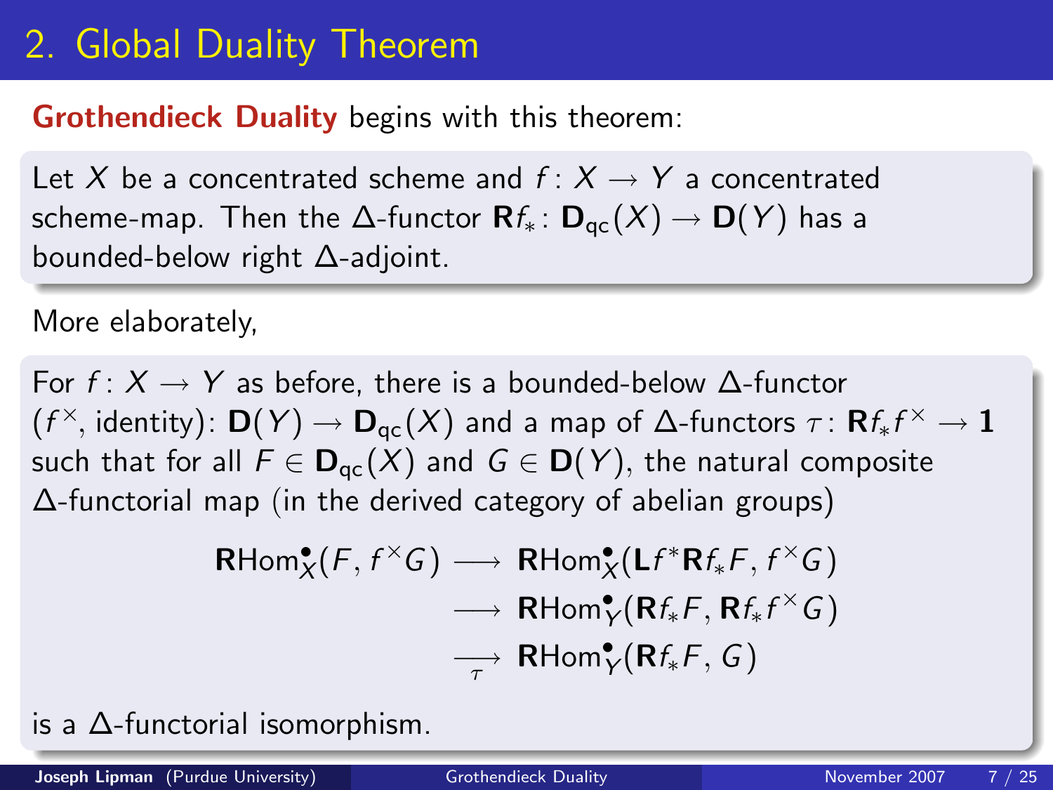# 2. Global Duality Theorem

**Grothendieck Duality** begins with this theorem:

Let $X$ be a concentrated scheme and $f\colon X \to Y$ a concentrated scheme-map. Then the $\Delta$-functor $\mathbf{R}f_*\colon \mathbf{D}_{\mathsf{qc}}(X) \to \mathbf{D}(Y)$ has a bounded-below right $\Delta$-adjoint.

More elaborately,

For $f\colon X \to Y$ as before, there is a bounded-below $\Delta$-functor $(f^{\times}, \text{identity})\colon \mathbf{D}(Y) \to \mathbf{D}_{\mathsf{qc}}(X)$ and a map of $\Delta$-functors $\tau\colon \mathbf{R}f_*f^{\times} \to \mathbf{1}$ such that for all $F \in \mathbf{D}_{\mathsf{qc}}(X)$ and $G \in \mathbf{D}(Y)$, the natural composite $\Delta$-functorial map (in the derived category of abelian groups)

$$
\begin{aligned}
\mathbf{R}\mathrm{Hom}^{\bullet}_X(F, f^{\times}G) &\longrightarrow \mathbf{R}\mathrm{Hom}^{\bullet}_X(\mathbf{L}f^*\mathbf{R}f_*F, f^{\times}G) \\
&\longrightarrow \mathbf{R}\mathrm{Hom}^{\bullet}_Y(\mathbf{R}f_*F, \mathbf{R}f_*f^{\times}G) \\
&\underset{\tau}{\longrightarrow} \mathbf{R}\mathrm{Hom}^{\bullet}_Y(\mathbf{R}f_*F, G)
\end{aligned}
$$

is a $\Delta$-functorial isomorphism.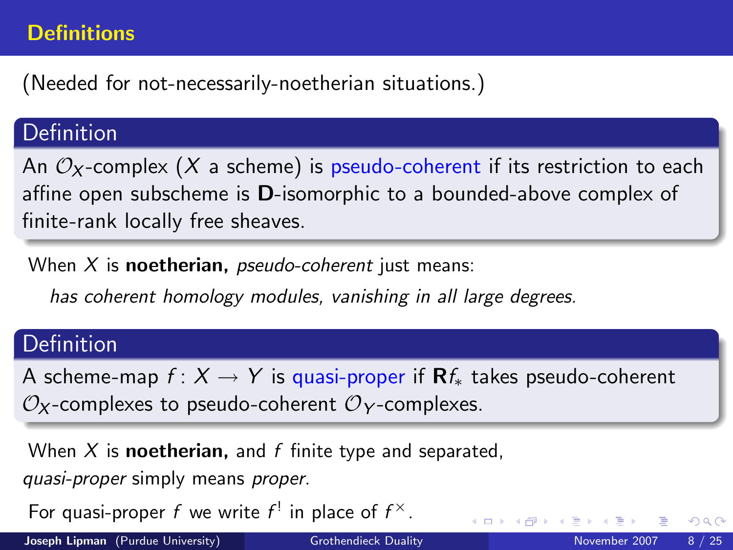## Definitions

(Needed for not-necessarily-noetherian situations.)

### Definition

An $\mathcal{O}_X$-complex ($X$ a scheme) is pseudo-coherent if its restriction to each affine open subscheme is **D**-isomorphic to a bounded-above complex of finite-rank locally free sheaves.

When $X$ is **noetherian,** *pseudo-coherent* just means:

*has coherent homology modules, vanishing in all large degrees.*

### Definition

A scheme-map $f\colon X \to Y$ is quasi-proper if $\mathbf{R}f_*$ takes pseudo-coherent $\mathcal{O}_X$-complexes to pseudo-coherent $\mathcal{O}_Y$-complexes.

When $X$ is **noetherian,** and $f$ finite type and separated, *quasi-proper* simply means *proper.*

For quasi-proper $f$ we write $f^!$ in place of $f^\times$.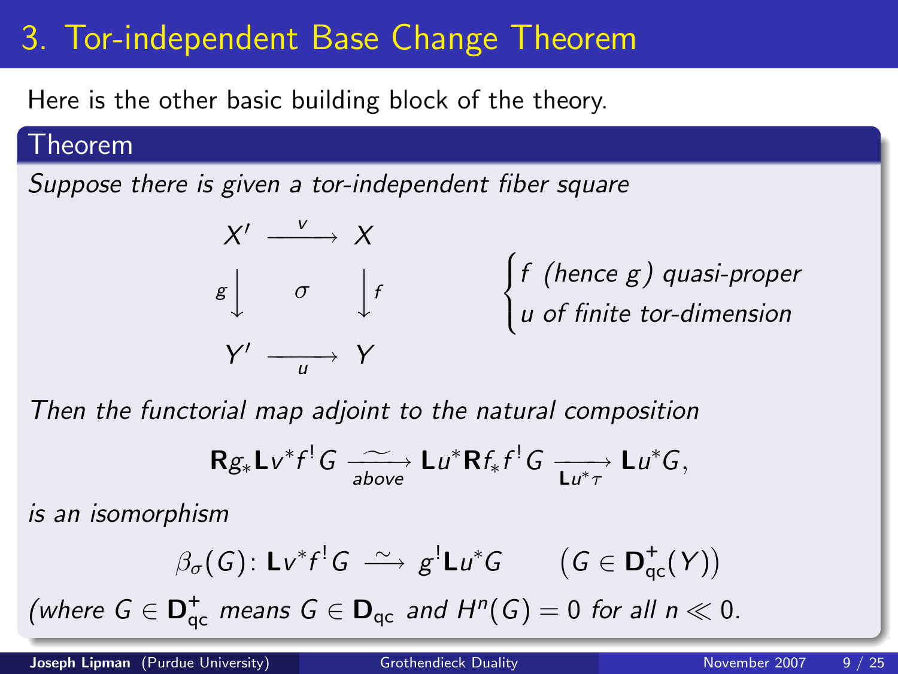# 3. Tor-independent Base Change Theorem

Here is the other basic building block of the theory.

## Theorem

*Suppose there is given a tor-independent fiber square*

$$\begin{array}{ccc} X' & \xrightarrow{\ v\ } & X \\ {\scriptstyle g}\big\downarrow & \sigma & \big\downarrow{\scriptstyle f} \\ Y' & \xrightarrow[\ u\ ]{} & Y \end{array} \qquad \begin{cases} f \text{ (hence } g\text{) quasi-proper} \\ u \text{ of finite tor-dimension} \end{cases}$$

*Then the functorial map adjoint to the natural composition*

$$\mathbf{R}g_*\mathbf{L}v^*f^!G \xrightarrow[\text{above}]{\ \sim\ } \mathbf{L}u^*\mathbf{R}f_*f^!G \xrightarrow[\mathbf{L}u^*\tau]{} \mathbf{L}u^*G,$$

*is an isomorphism*

$$\beta_\sigma(G)\colon \mathbf{L}v^*f^!G \xrightarrow{\ \sim\ } g^!\mathbf{L}u^*G \qquad \big(G \in \mathbf{D}^+_{\mathrm{qc}}(Y)\big)$$

*(where $G \in \mathbf{D}^+_{\mathrm{qc}}$ means $G \in \mathbf{D}_{\mathrm{qc}}$ and $H^n(G) = 0$ for all $n \ll 0$.*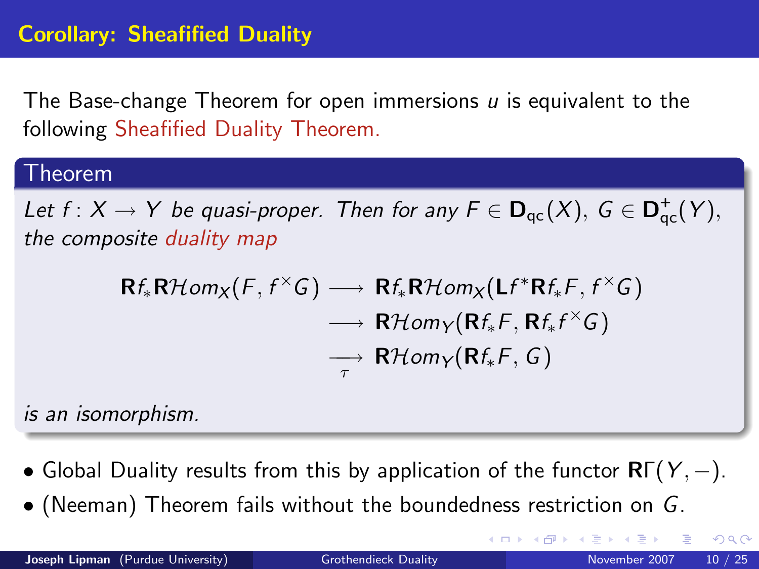## Corollary: Sheafified Duality

The Base-change Theorem for open immersions $u$ is equivalent to the following Sheafified Duality Theorem.

**Theorem**

*Let $f\colon X \to Y$ be quasi-proper. Then for any $F \in \mathbf{D}_{\mathrm{qc}}(X)$, $G \in \mathbf{D}^{+}_{\mathrm{qc}}(Y)$, the composite duality map*

$$
\begin{aligned}
\mathbf{R}f_*\mathbf{R}\mathcal{H}om_X(F, f^{\times}G) &\longrightarrow \mathbf{R}f_*\mathbf{R}\mathcal{H}om_X(\mathbf{L}f^*\mathbf{R}f_*F, f^{\times}G)\\
&\longrightarrow \mathbf{R}\mathcal{H}om_Y(\mathbf{R}f_*F, \mathbf{R}f_*f^{\times}G)\\
&\underset{\tau}{\longrightarrow} \mathbf{R}\mathcal{H}om_Y(\mathbf{R}f_*F, G)
\end{aligned}
$$

*is an isomorphism.*

- Global Duality results from this by application of the functor $\mathbf{R}\Gamma(Y, -)$.
- (Neeman) Theorem fails without the boundedness restriction on $G$.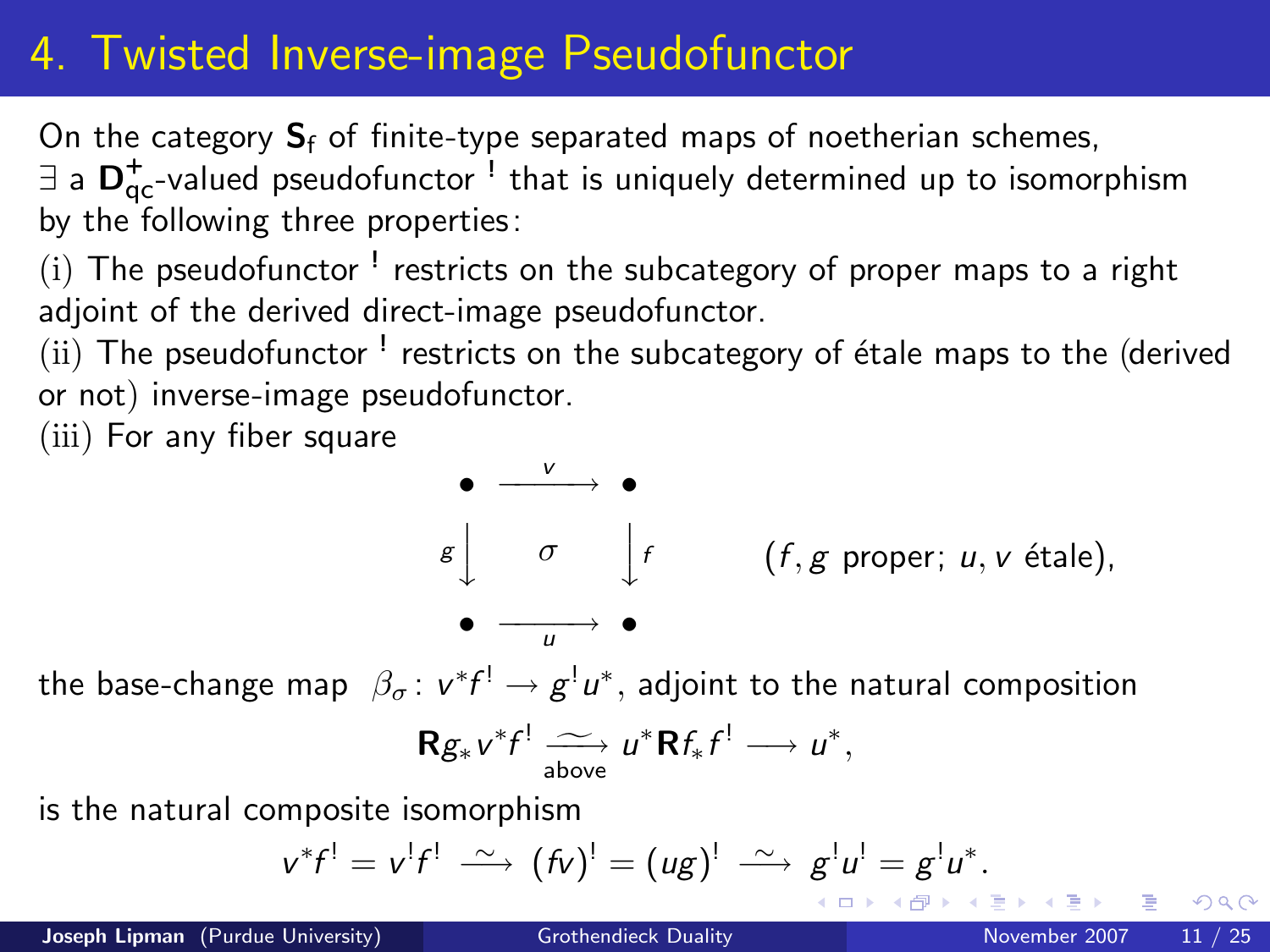# 4. Twisted Inverse-image Pseudofunctor

On the category $\mathbf{S}_\mathsf{f}$ of finite-type separated maps of noetherian schemes, $\exists$ a $\mathbf{D}^+_{\mathrm{qc}}$-valued pseudofunctor ${}^!$ that is uniquely determined up to isomorphism by the following three properties:

(i) The pseudofunctor ${}^!$ restricts on the subcategory of proper maps to a right adjoint of the derived direct-image pseudofunctor.

(ii) The pseudofunctor ${}^!$ restricts on the subcategory of étale maps to the (derived or not) inverse-image pseudofunctor.

(iii) For any fiber square

$$
\begin{array}{ccc}
\bullet & \xrightarrow{\;\;v\;\;} & \bullet \\
{\scriptstyle g}\big\downarrow & \sigma & \big\downarrow{\scriptstyle f} \\
\bullet & \xrightarrow[\;\;u\;\;]{} & \bullet
\end{array}
\qquad (f, g \text{ proper; } u, v \text{ étale}),
$$

the base-change map $\beta_\sigma\colon v^*f^! \to g^!u^*$, adjoint to the natural composition

$$
\mathbf{R}g_*v^*f^! \underset{\text{above}}{\xrightarrow{\;\sim\;}} u^*\mathbf{R}f_*f^! \longrightarrow u^*,
$$

is the natural composite isomorphism

$$
v^*f^! = v^!f^! \xrightarrow{\;\sim\;} (fv)^! = (ug)^! \xrightarrow{\;\sim\;} g^!u^! = g^!u^*.
$$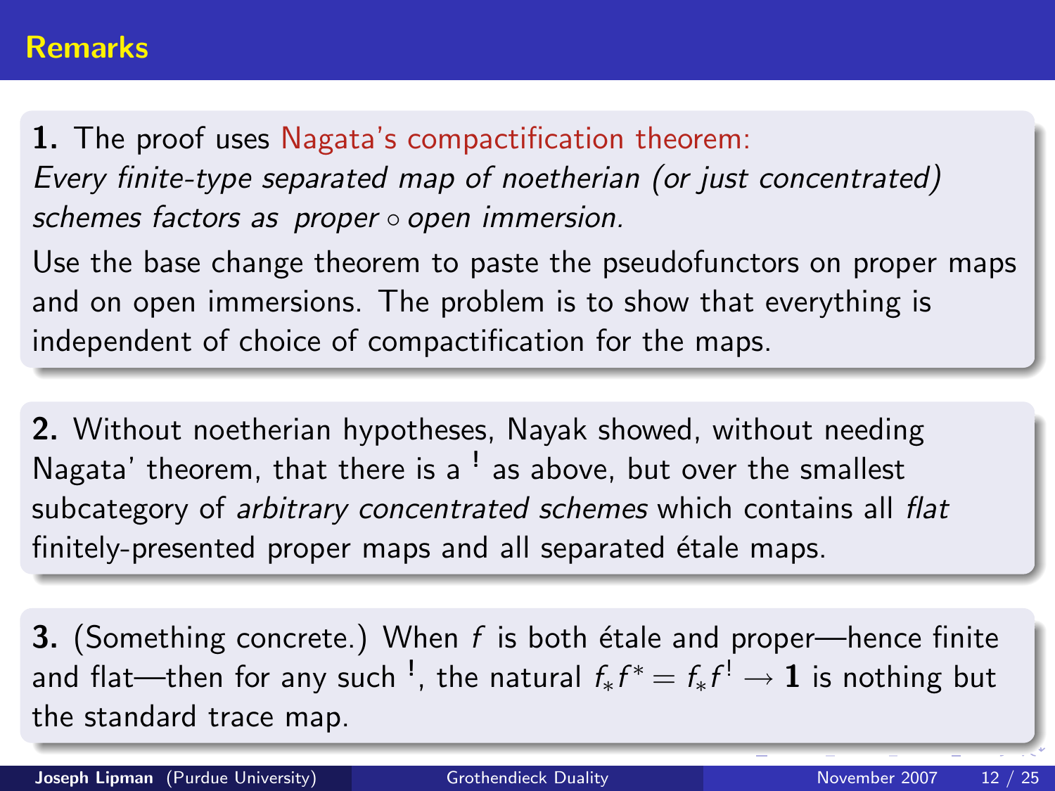## Remarks

**1.** The proof uses Nagata's compactification theorem:
*Every finite-type separated map of noetherian (or just concentrated) schemes factors as proper $\circ$ open immersion.*

Use the base change theorem to paste the pseudofunctors on proper maps and on open immersions. The problem is to show that everything is independent of choice of compactification for the maps.

**2.** Without noetherian hypotheses, Nayak showed, without needing Nagata' theorem, that there is a $^!$ as above, but over the smallest subcategory of *arbitrary concentrated schemes* which contains all *flat* finitely-presented proper maps and all separated étale maps.

**3.** (Something concrete.) When $f$ is both étale and proper—hence finite and flat—then for any such $^!$, the natural $f_*f^* = f_*f^! \to \mathbf{1}$ is nothing but the standard trace map.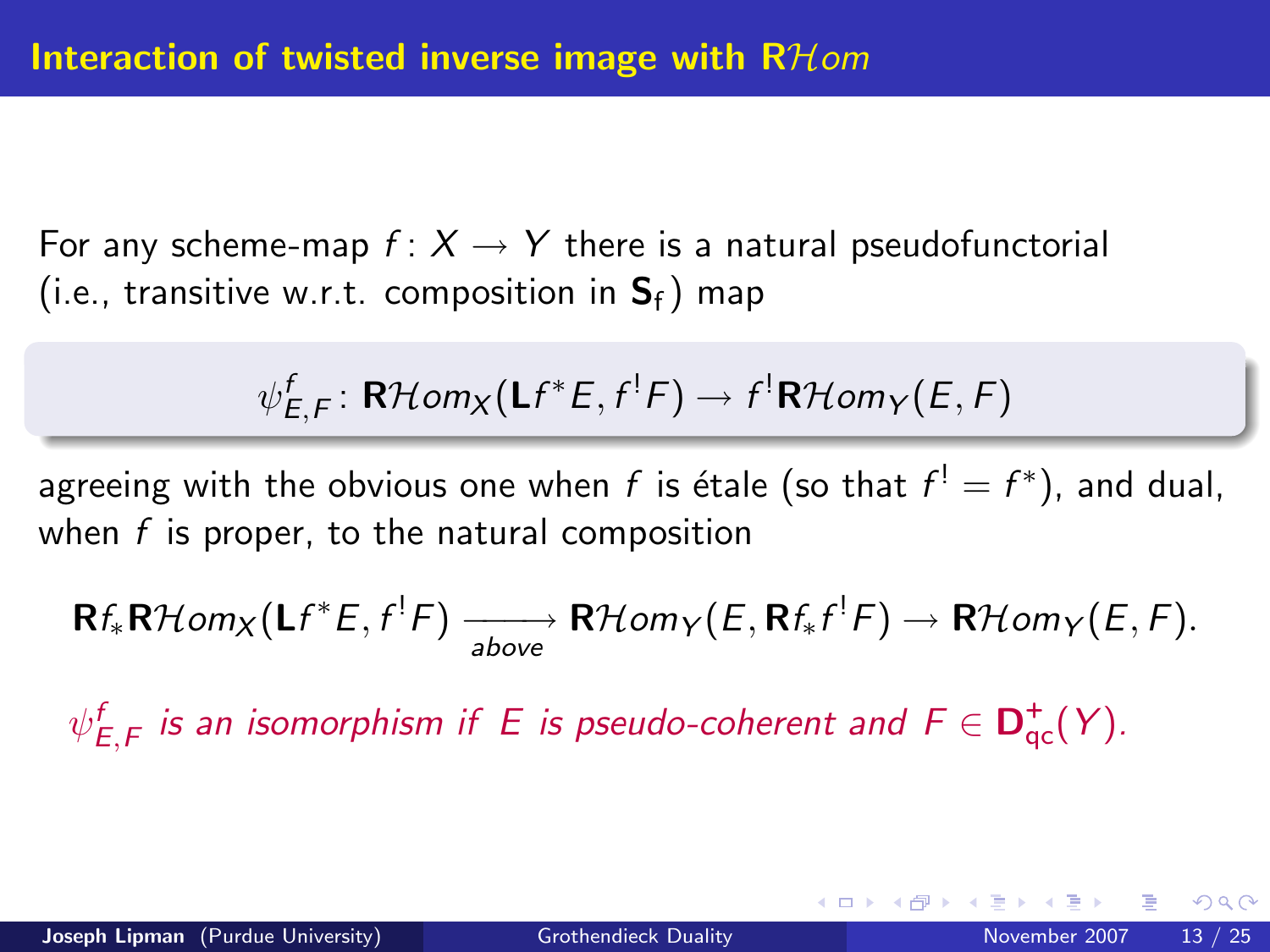# Interaction of twisted inverse image with $\mathbf{R}\mathcal{H}om$

For any scheme-map $f\colon X \to Y$ there is a natural pseudofunctorial (i.e., transitive w.r.t. composition in $\mathbf{S}_\mathsf{f}$) map

$$\psi^f_{E,F}\colon \mathbf{R}\mathcal{H}om_X(\mathbf{L}f^*E, f^!F) \to f^!\mathbf{R}\mathcal{H}om_Y(E,F)$$

agreeing with the obvious one when $f$ is étale (so that $f^! = f^*$), and dual, when $f$ is proper, to the natural composition

$$\mathbf{R}f_*\mathbf{R}\mathcal{H}om_X(\mathbf{L}f^*E, f^!F) \xrightarrow[\text{above}]{} \mathbf{R}\mathcal{H}om_Y(E, \mathbf{R}f_*f^!F) \to \mathbf{R}\mathcal{H}om_Y(E,F).$$

*$\psi^f_{E,F}$ is an isomorphism if $E$ is pseudo-coherent and $F \in \mathbf{D}^+_{\mathrm{qc}}(Y)$.*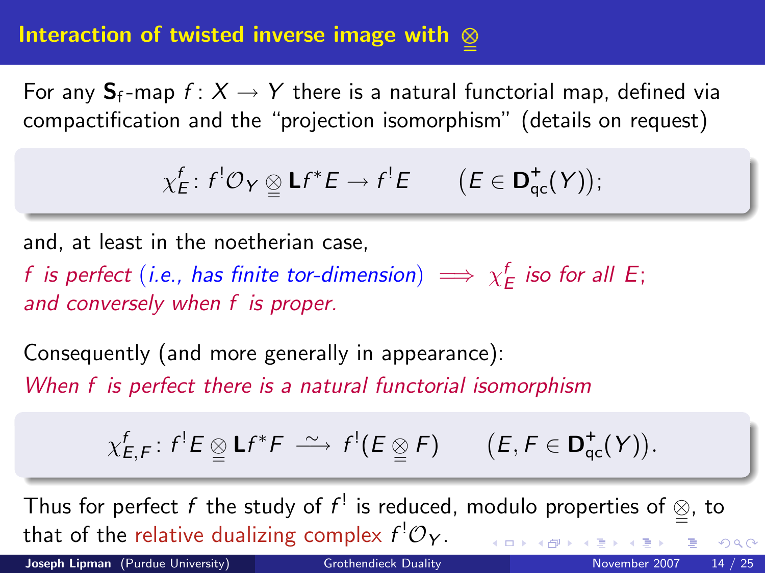## Interaction of twisted inverse image with $\underline{\otimes}$

For any $\mathbf{S}_\mathsf{f}$-map $f\colon X \to Y$ there is a natural functorial map, defined via compactification and the "projection isomorphism" (details on request)

$$\chi^f_E\colon f^!\mathcal{O}_Y \underline{\otimes} \mathbf{L}f^*E \to f^!E \qquad \big(E \in \mathbf{D}^+_{\mathrm{qc}}(Y)\big);$$

and, at least in the noetherian case,

*$f$ is perfect (i.e., has finite tor-dimension) $\implies$ $\chi^f_E$ iso for all $E$; and conversely when $f$ is proper.*

Consequently (and more generally in appearance):

*When $f$ is perfect there is a natural functorial isomorphism*

$$\chi^f_{E,F}\colon f^!E \underline{\otimes} \mathbf{L}f^*F \xrightarrow{\ \sim\ } f^!(E \underline{\otimes} F) \qquad \big(E, F \in \mathbf{D}^+_{\mathrm{qc}}(Y)\big).$$

Thus for perfect $f$ the study of $f^!$ is reduced, modulo properties of $\underline{\otimes}$, to that of the relative dualizing complex $f^!\mathcal{O}_Y$.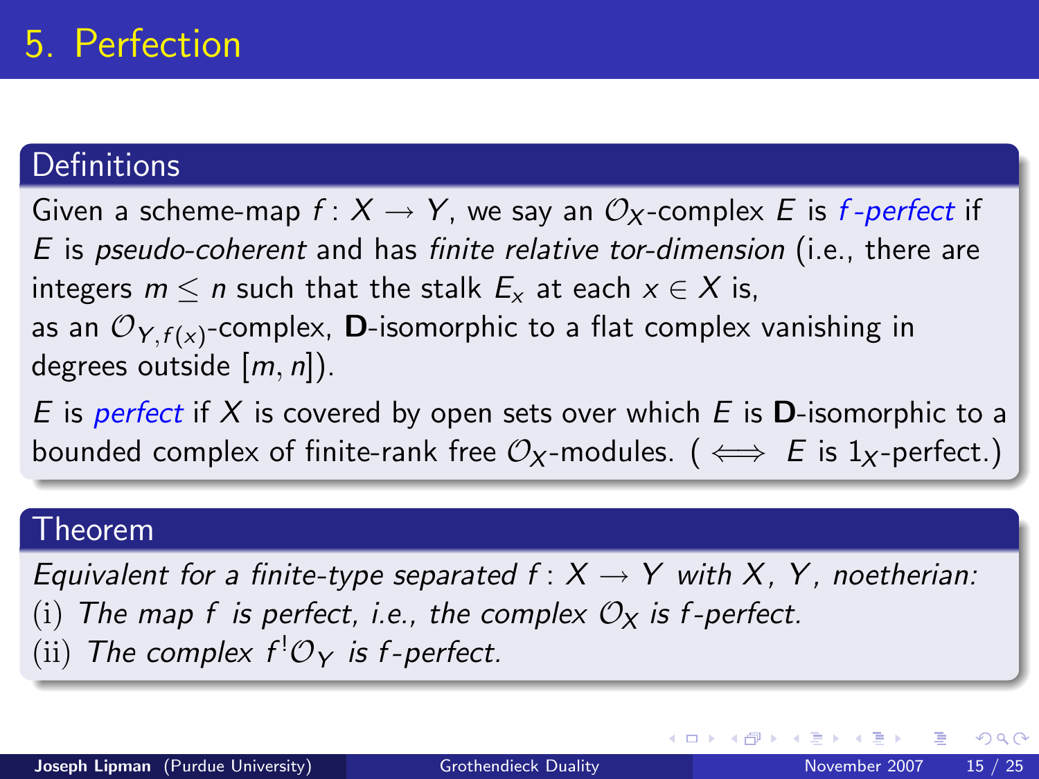# 5. Perfection

## Definitions

Given a scheme-map $f\colon X \to Y$, we say an $\mathcal{O}_X$-complex $E$ is *f-perfect* if $E$ is *pseudo-coherent* and has *finite relative tor-dimension* (i.e., there are integers $m \le n$ such that the stalk $E_x$ at each $x \in X$ is, as an $\mathcal{O}_{Y,f(x)}$-complex, **D**-isomorphic to a flat complex vanishing in degrees outside $[m, n]$).

$E$ is *perfect* if $X$ is covered by open sets over which $E$ is **D**-isomorphic to a bounded complex of finite-rank free $\mathcal{O}_X$-modules. ( $\iff$ $E$ is $1_X$-perfect.)

## Theorem

*Equivalent for a finite-type separated $f\colon X \to Y$ with $X$, $Y$, noetherian:*

(i) *The map $f$ is perfect, i.e., the complex $\mathcal{O}_X$ is $f$-perfect.*

(ii) *The complex $f^!\mathcal{O}_Y$ is $f$-perfect.*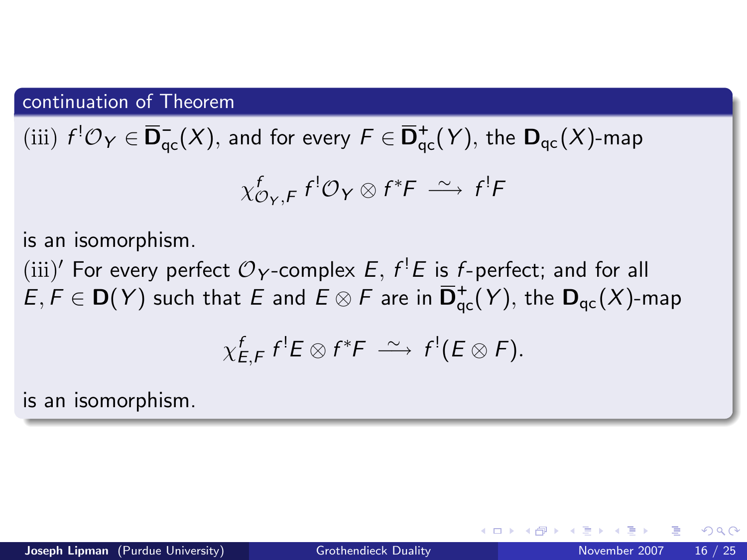## continuation of Theorem

(iii) $f^!\mathcal{O}_Y \in \overline{\mathbf{D}}^-_{\mathrm{qc}}(X)$, and for every $F \in \overline{\mathbf{D}}^+_{\mathrm{qc}}(Y)$, the $\mathbf{D}_{\mathrm{qc}}(X)$-map

$$\chi^f_{\mathcal{O}_Y,F}\; f^!\mathcal{O}_Y \otimes f^*F \;\xrightarrow{\;\sim\;}\; f^!F$$

is an isomorphism.

(iii)$'$ For every perfect $\mathcal{O}_Y$-complex $E$, $f^!E$ is $f$-perfect; and for all $E, F \in \mathbf{D}(Y)$ such that $E$ and $E \otimes F$ are in $\overline{\mathbf{D}}^+_{\mathrm{qc}}(Y)$, the $\mathbf{D}_{\mathrm{qc}}(X)$-map

$$\chi^f_{E,F}\; f^!E \otimes f^*F \;\xrightarrow{\;\sim\;}\; f^!(E \otimes F).$$

is an isomorphism.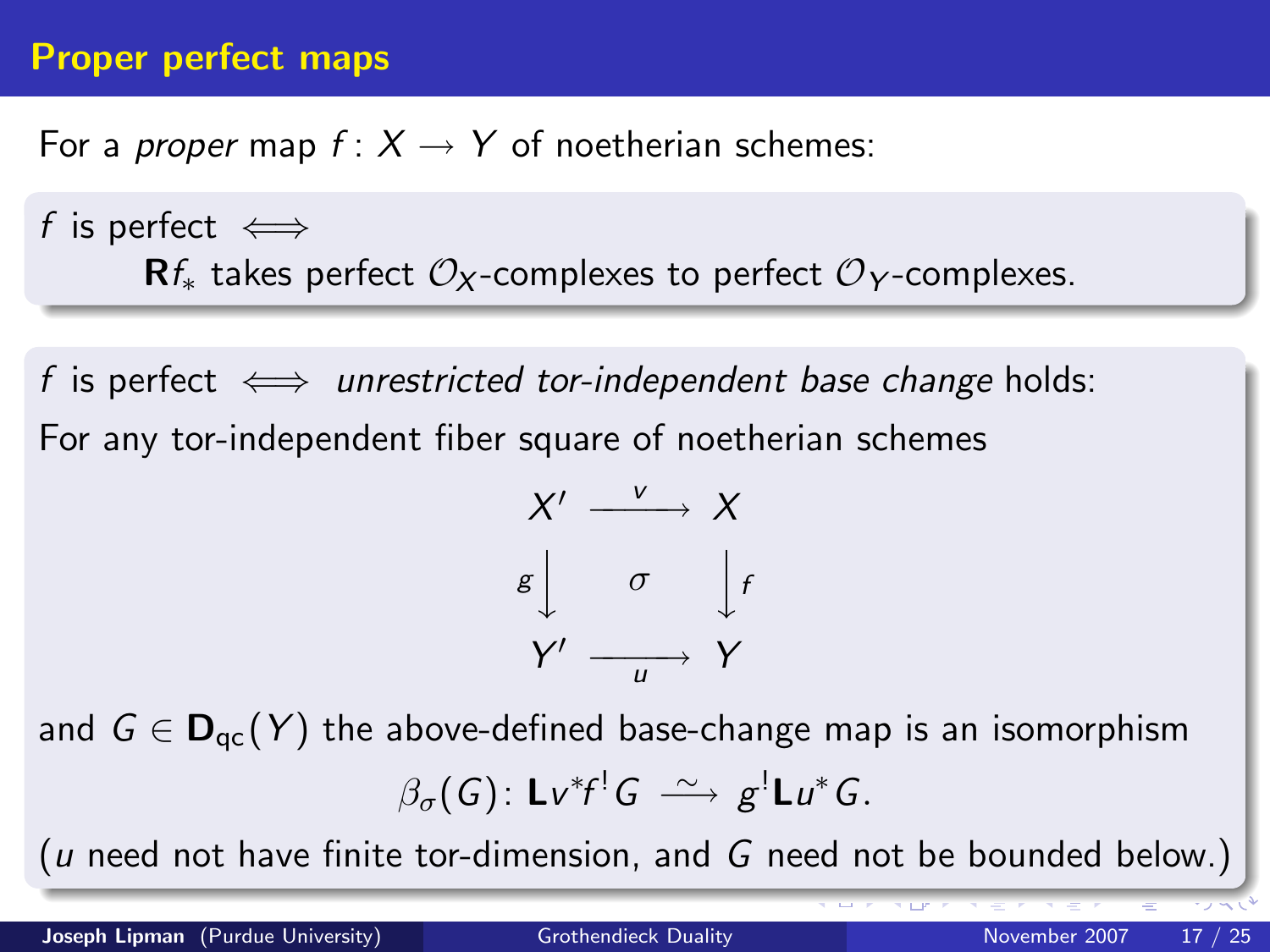## Proper perfect maps

For a *proper* map $f\colon X \to Y$ of noetherian schemes:

$f$ is perfect $\iff$
$\mathbf{R}f_*$ takes perfect $\mathcal{O}_X$-complexes to perfect $\mathcal{O}_Y$-complexes.

$f$ is perfect $\iff$ *unrestricted tor-independent base change* holds:

For any tor-independent fiber square of noetherian schemes

$$
\begin{array}{ccc}
X' & \xrightarrow{\;v\;} & X \\
{\scriptstyle g}\big\downarrow & \sigma & \big\downarrow{\scriptstyle f} \\
Y' & \xrightarrow[\;u\;]{} & Y
\end{array}
$$

and $G \in \mathbf{D}_{\mathrm{qc}}(Y)$ the above-defined base-change map is an isomorphism

$$\beta_\sigma(G)\colon \mathbf{L}v^*f^!G \xrightarrow{\;\sim\;} g^!\mathbf{L}u^*G.$$

($u$ need not have finite tor-dimension, and $G$ need not be bounded below.)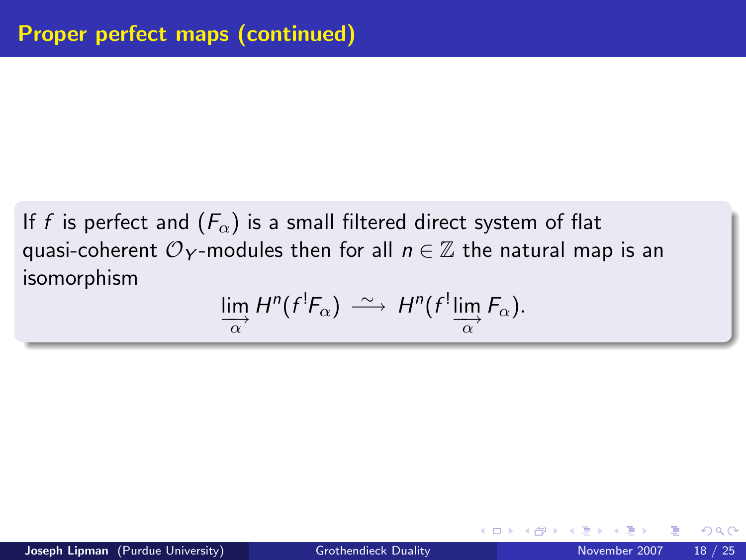# Proper perfect maps (continued)

If $f$ is perfect and $(F_\alpha)$ is a small filtered direct system of flat quasi-coherent $\mathcal{O}_Y$-modules then for all $n \in \mathbb{Z}$ the natural map is an isomorphism

$$\varinjlim_{\alpha} H^n(f^! F_\alpha) \xrightarrow{\ \sim\ } H^n(f^! \varinjlim_{\alpha} F_\alpha).$$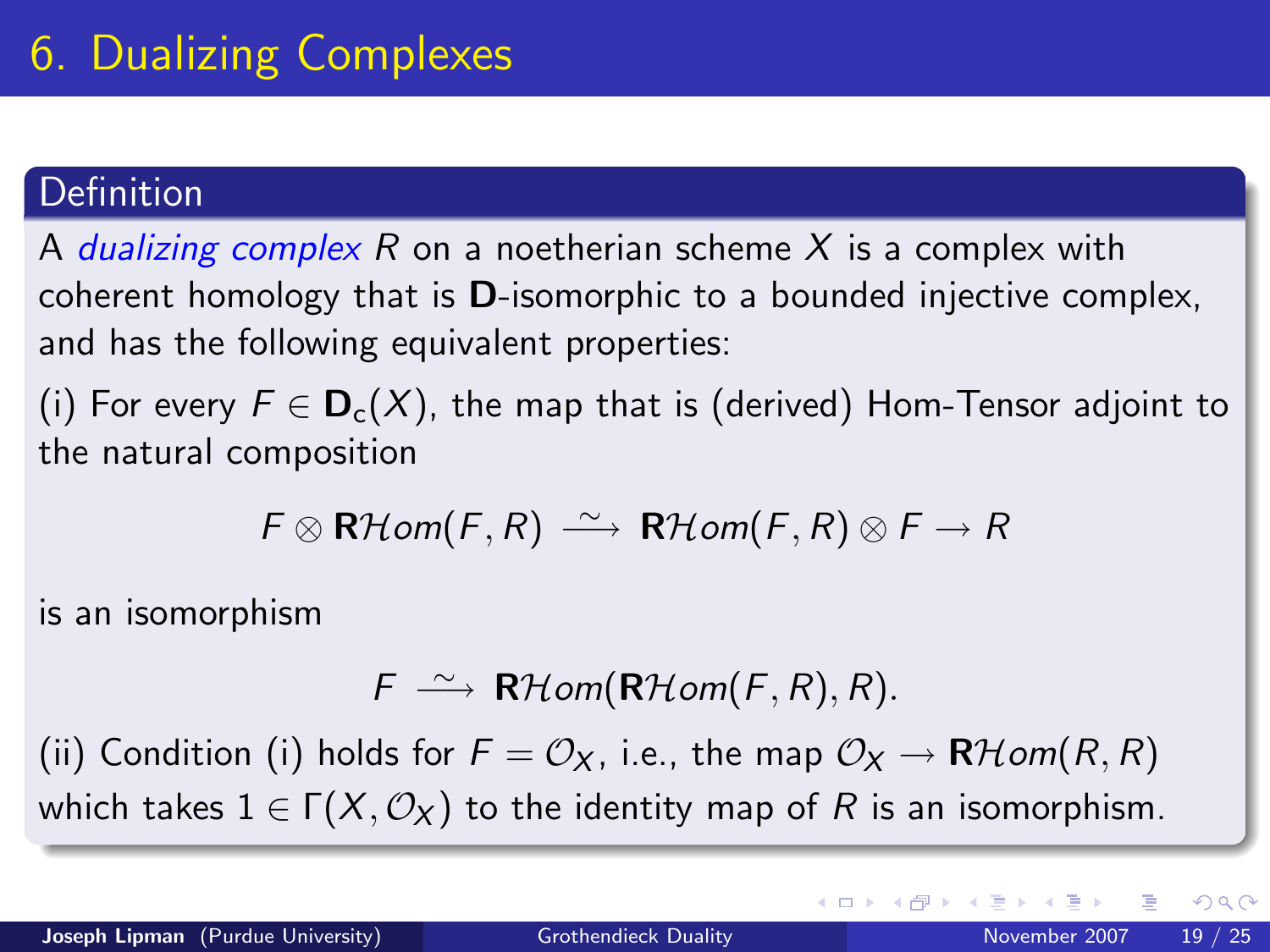# 6. Dualizing Complexes

## Definition

A *dualizing complex* $R$ on a noetherian scheme $X$ is a complex with coherent homology that is **D**-isomorphic to a bounded injective complex, and has the following equivalent properties:

(i) For every $F \in \mathbf{D}_\mathrm{c}(X)$, the map that is (derived) Hom-Tensor adjoint to the natural composition

$$F \otimes \mathbf{R}\mathcal{H}om(F, R) \xrightarrow{\sim} \mathbf{R}\mathcal{H}om(F, R) \otimes F \to R$$

is an isomorphism

$$F \xrightarrow{\sim} \mathbf{R}\mathcal{H}om(\mathbf{R}\mathcal{H}om(F, R), R).$$

(ii) Condition (i) holds for $F = \mathcal{O}_X$, i.e., the map $\mathcal{O}_X \to \mathbf{R}\mathcal{H}om(R, R)$ which takes $1 \in \Gamma(X, \mathcal{O}_X)$ to the identity map of $R$ is an isomorphism.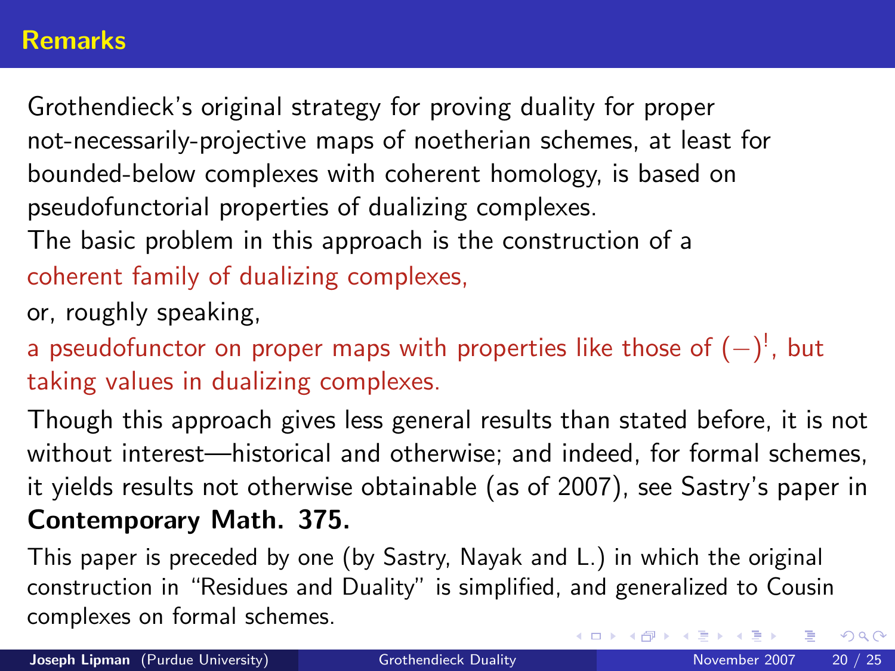## Remarks

Grothendieck's original strategy for proving duality for proper not-necessarily-projective maps of noetherian schemes, at least for bounded-below complexes with coherent homology, is based on pseudofunctorial properties of dualizing complexes.

The basic problem in this approach is the construction of a

coherent family of dualizing complexes,

or, roughly speaking,

a pseudofunctor on proper maps with properties like those of $(-)^!$, but taking values in dualizing complexes.

Though this approach gives less general results than stated before, it is not without interest—historical and otherwise; and indeed, for formal schemes, it yields results not otherwise obtainable (as of 2007), see Sastry's paper in **Contemporary Math. 375.**

This paper is preceded by one (by Sastry, Nayak and L.) in which the original construction in "Residues and Duality" is simplified, and generalized to Cousin complexes on formal schemes.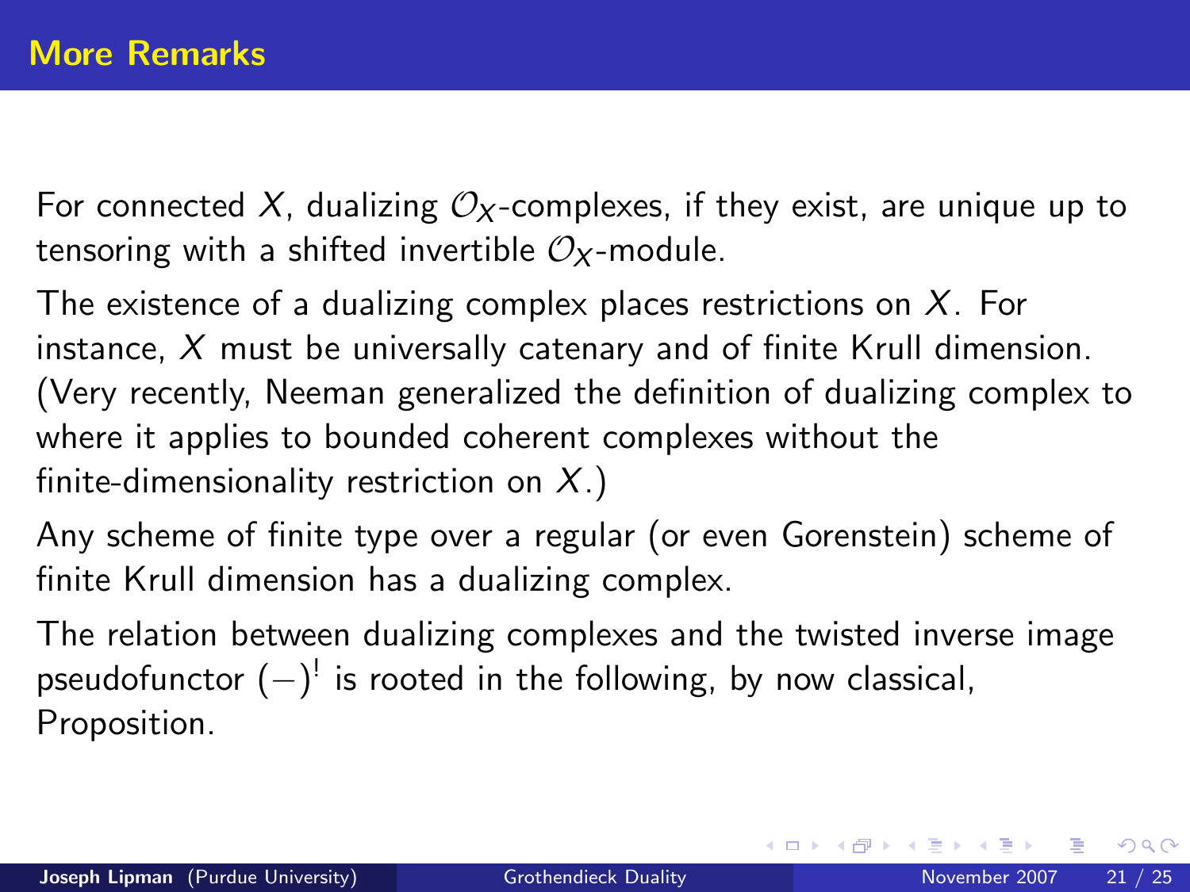## More Remarks

For connected $X$, dualizing $\mathcal{O}_X$-complexes, if they exist, are unique up to tensoring with a shifted invertible $\mathcal{O}_X$-module.

The existence of a dualizing complex places restrictions on $X$. For instance, $X$ must be universally catenary and of finite Krull dimension. (Very recently, Neeman generalized the definition of dualizing complex to where it applies to bounded coherent complexes without the finite-dimensionality restriction on $X$.)

Any scheme of finite type over a regular (or even Gorenstein) scheme of finite Krull dimension has a dualizing complex.

The relation between dualizing complexes and the twisted inverse image pseudofunctor $(-)^!$ is rooted in the following, by now classical, Proposition.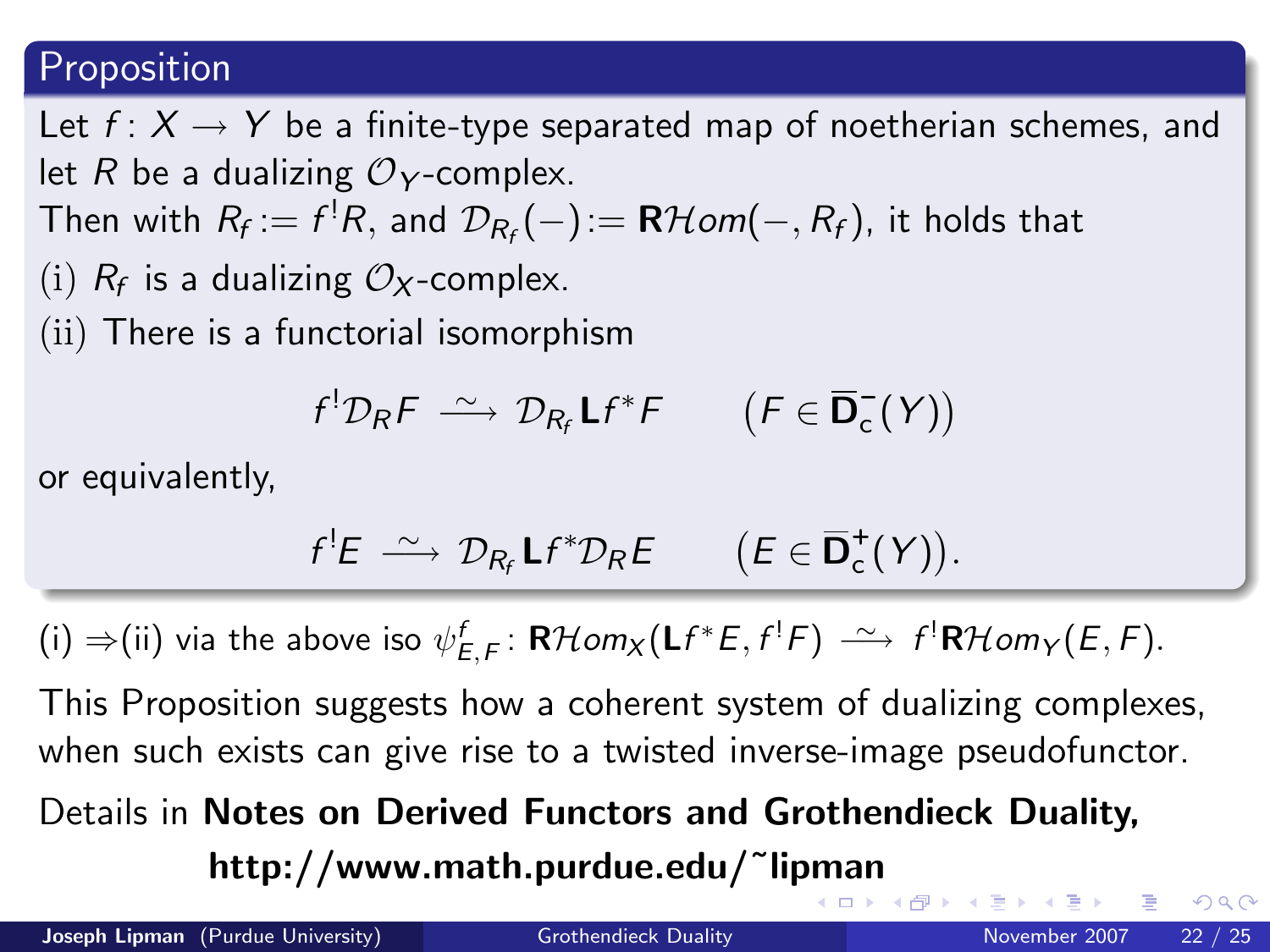## Proposition

Let $f\colon X \to Y$ be a finite-type separated map of noetherian schemes, and let $R$ be a dualizing $\mathcal{O}_Y$-complex.

Then with $R_f := f^!R$, and $\mathcal{D}_{R_f}(-) := \mathbf{R}\mathcal{H}om(-, R_f)$, it holds that

(i) $R_f$ is a dualizing $\mathcal{O}_X$-complex.

(ii) There is a functorial isomorphism

$$f^!\mathcal{D}_R F \xrightarrow{\;\sim\;} \mathcal{D}_{R_f}\mathbf{L}f^*F \qquad \big(F \in \overline{\mathbf{D}}_{\mathsf{c}}^{-}(Y)\big)$$

or equivalently,

$$f^!E \xrightarrow{\;\sim\;} \mathcal{D}_{R_f}\mathbf{L}f^*\mathcal{D}_R E \qquad \big(E \in \overline{\mathbf{D}}_{\mathsf{c}}^{+}(Y)\big).$$

(i) $\Rightarrow$(ii) via the above iso $\psi^f_{E,F}\colon \mathbf{R}\mathcal{H}om_X(\mathbf{L}f^*E, f^!F) \xrightarrow{\;\sim\;} f^!\mathbf{R}\mathcal{H}om_Y(E,F)$.

This Proposition suggests how a coherent system of dualizing complexes, when such exists can give rise to a twisted inverse-image pseudofunctor.

Details in **Notes on Derived Functors and Grothendieck Duality,**
**http://www.math.purdue.edu/~lipman**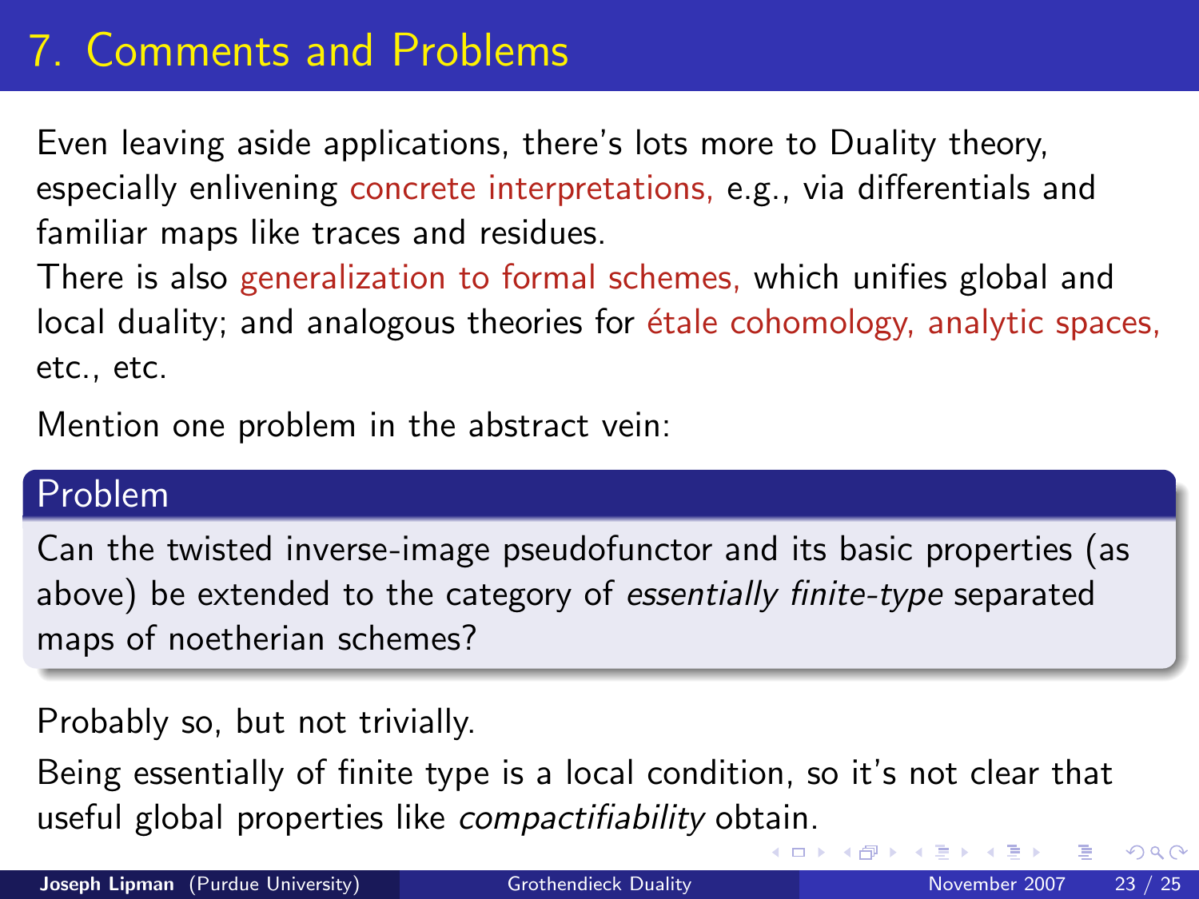# 7. Comments and Problems

Even leaving aside applications, there's lots more to Duality theory, especially enlivening concrete interpretations, e.g., via differentials and familiar maps like traces and residues.

There is also generalization to formal schemes, which unifies global and local duality; and analogous theories for étale cohomology, analytic spaces, etc., etc.

Mention one problem in the abstract vein:

**Problem**

Can the twisted inverse-image pseudofunctor and its basic properties (as above) be extended to the category of *essentially finite-type* separated maps of noetherian schemes?

Probably so, but not trivially.

Being essentially of finite type is a local condition, so it's not clear that useful global properties like *compactifiability* obtain.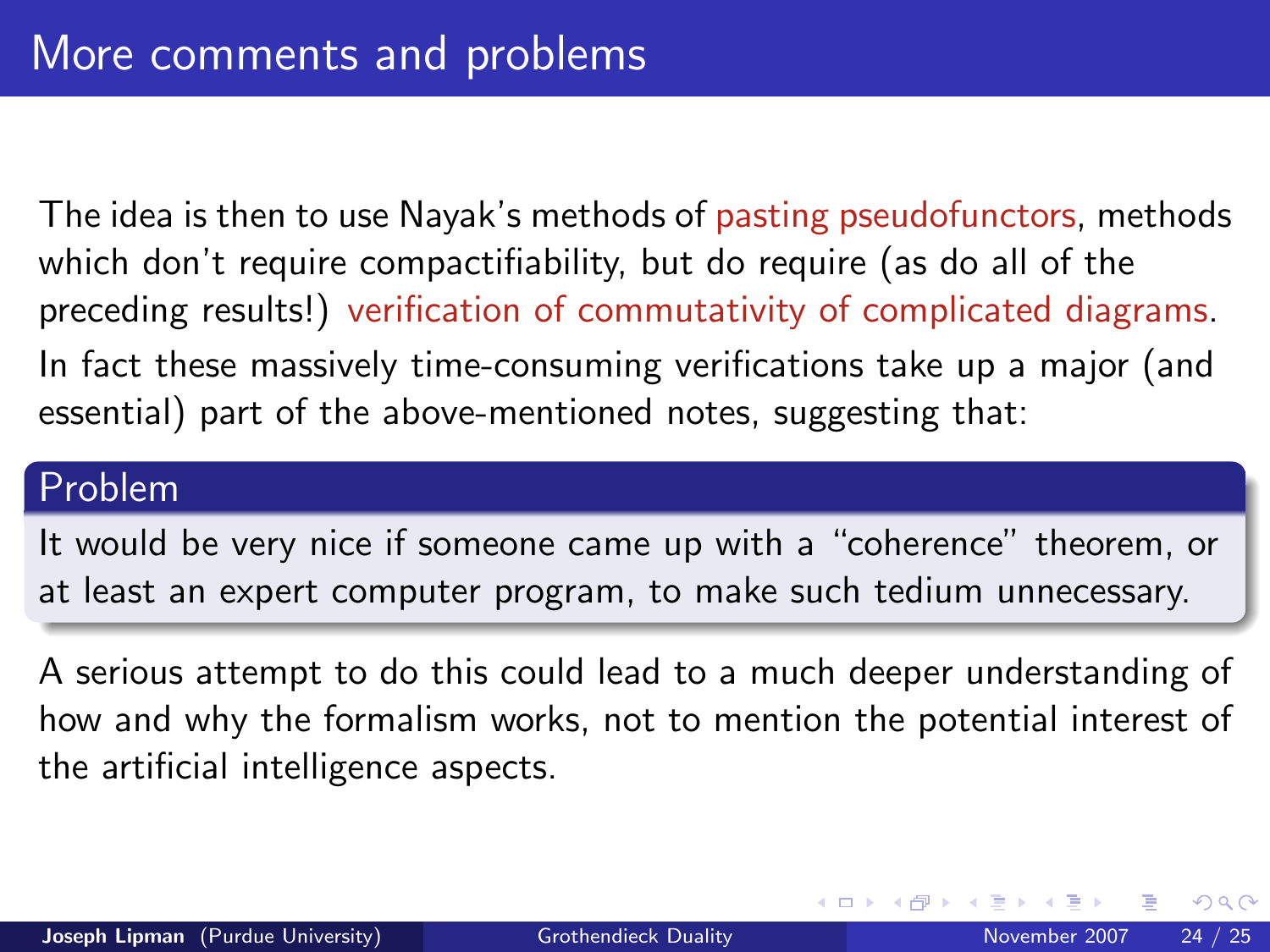# More comments and problems

The idea is then to use Nayak's methods of pasting pseudofunctors, methods which don't require compactifiability, but do require (as do all of the preceding results!) verification of commutativity of complicated diagrams.

In fact these massively time-consuming verifications take up a major (and essential) part of the above-mentioned notes, suggesting that:

**Problem**

It would be very nice if someone came up with a "coherence" theorem, or at least an expert computer program, to make such tedium unnecessary.

A serious attempt to do this could lead to a much deeper understanding of how and why the formalism works, not to mention the potential interest of the artificial intelligence aspects.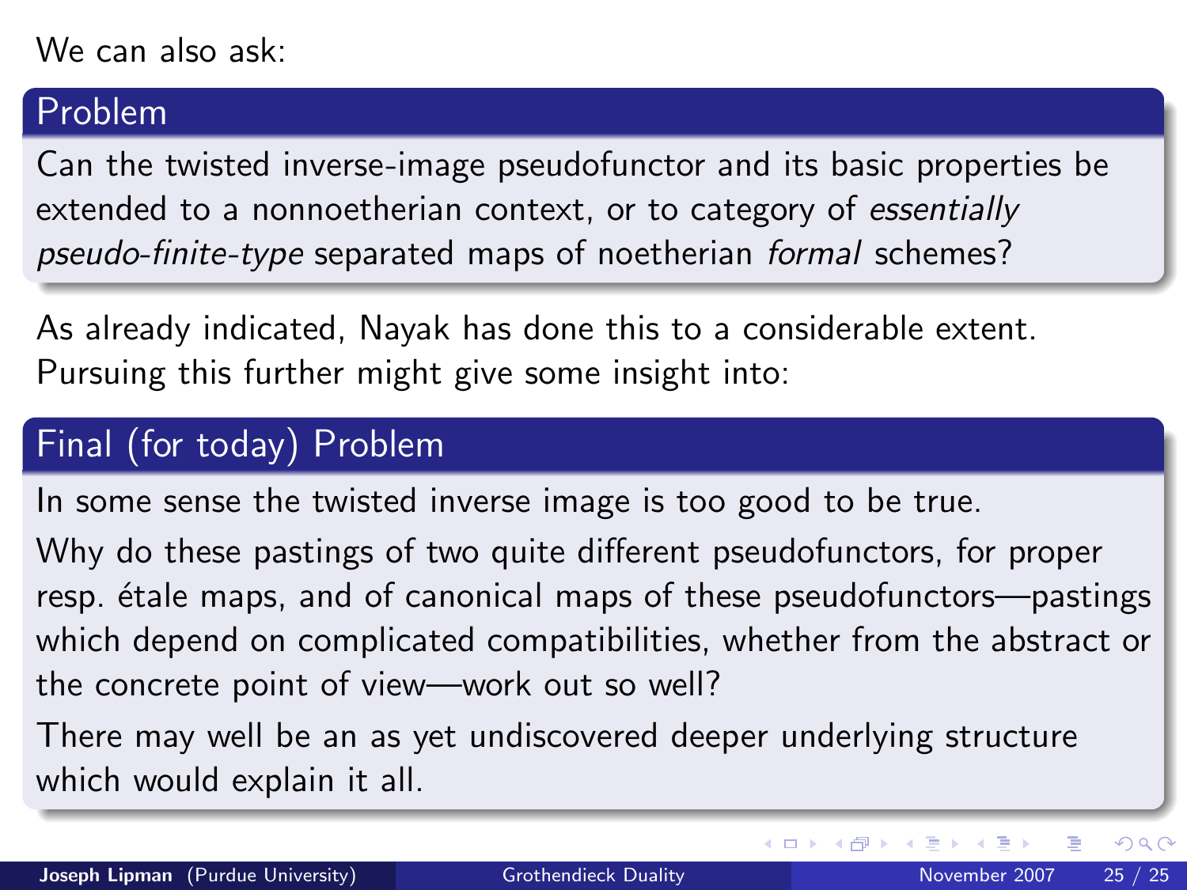We can also ask:

### Problem

Can the twisted inverse-image pseudofunctor and its basic properties be extended to a nonnoetherian context, or to category of *essentially pseudo-finite-type* separated maps of noetherian *formal* schemes?

As already indicated, Nayak has done this to a considerable extent. Pursuing this further might give some insight into:

### Final (for today) Problem

In some sense the twisted inverse image is too good to be true.

Why do these pastings of two quite different pseudofunctors, for proper resp. étale maps, and of canonical maps of these pseudofunctors—pastings which depend on complicated compatibilities, whether from the abstract or the concrete point of view—work out so well?

There may well be an as yet undiscovered deeper underlying structure which would explain it all.